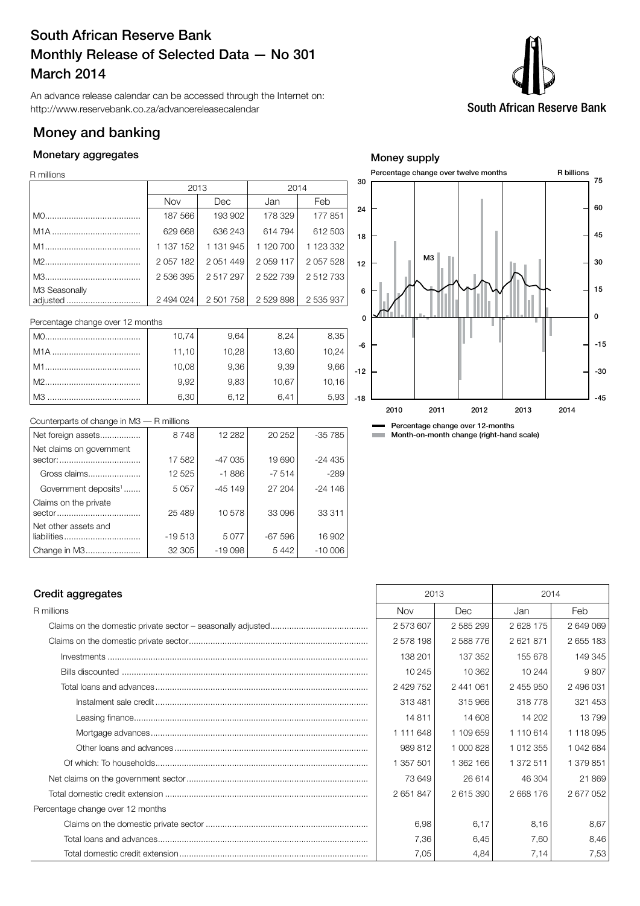# South African Reserve Bank
# Monthly Release of Selected Data — No 301
# March 2014

An advance release calendar can be accessed through the Internet on:
http://www.reservebank.co.za/advancereleasecalendar

## Money and banking

### Monetary aggregates

R millions

| | 2013 | | 2014 | |
|---|---|---|---|---|
| | Nov | Dec | Jan | Feb |
| M0 | 187 566 | 193 902 | 178 329 | 177 851 |
| M1A | 629 668 | 636 243 | 614 794 | 612 503 |
| M1 | 1 137 152 | 1 131 945 | 1 120 700 | 1 123 332 |
| M2 | 2 057 182 | 2 051 449 | 2 059 117 | 2 057 528 |
| M3 | 2 536 395 | 2 517 297 | 2 522 739 | 2 512 733 |
| M3 Seasonally adjusted | 2 494 024 | 2 501 758 | 2 529 898 | 2 535 937 |

Percentage change over 12 months

| | Nov | Dec | Jan | Feb |
|---|---|---|---|---|
| M0 | 10,74 | 9,64 | 8,24 | 8,35 |
| M1A | 11,10 | 10,28 | 13,60 | 10,24 |
| M1 | 10,08 | 9,36 | 9,39 | 9,66 |
| M2 | 9,92 | 9,83 | 10,67 | 10,16 |
| M3 | 6,30 | 6,12 | 6,41 | 5,93 |

Counterparts of change in M3 — R millions

| | Nov | Dec | Jan | Feb |
|---|---|---|---|---|
| Net foreign assets | 8 748 | 12 282 | 20 252 | -35 785 |
| Net claims on government sector: | 17 582 | -47 035 | 19 690 | -24 435 |
| Gross claims | 12 525 | -1 886 | -7 514 | -289 |
| Government deposits[1] | 5 057 | -45 149 | 27 204 | -24 146 |
| Claims on the private sector | 25 489 | 10 578 | 33 096 | 33 311 |
| Net other assets and liabilities | -19 513 | 5 077 | -67 596 | 16 902 |
| Change in M3 | 32 305 | -19 098 | 5 442 | -10 006 |

### Money supply

Percentage change over twelve months (left scale); R billions (right scale)

Percentage change over 12-months (M3)

Month-on-month change (right-hand scale)

### Credit aggregates

R millions

| | 2013 | | 2014 | |
|---|---|---|---|---|
| | Nov | Dec | Jan | Feb |
| Claims on the domestic private sector – seasonally adjusted | 2 573 607 | 2 585 299 | 2 628 175 | 2 649 069 |
| Claims on the domestic private sector | 2 578 198 | 2 588 776 | 2 621 871 | 2 655 183 |
| Investments | 138 201 | 137 352 | 155 678 | 149 345 |
| Bills discounted | 10 245 | 10 362 | 10 244 | 9 807 |
| Total loans and advances | 2 429 752 | 2 441 061 | 2 455 950 | 2 496 031 |
| Instalment sale credit | 313 481 | 315 966 | 318 778 | 321 453 |
| Leasing finance | 14 811 | 14 608 | 14 202 | 13 799 |
| Mortgage advances | 1 111 648 | 1 109 659 | 1 110 614 | 1 118 095 |
| Other loans and advances | 989 812 | 1 000 828 | 1 012 355 | 1 042 684 |
| Of which: To households | 1 357 501 | 1 362 166 | 1 372 511 | 1 379 851 |
| Net claims on the government sector | 73 649 | 26 614 | 46 304 | 21 869 |
| Total domestic credit extension | 2 651 847 | 2 615 390 | 2 668 176 | 2 677 052 |
| Percentage change over 12 months | | | | |
| Claims on the domestic private sector | 6,98 | 6,17 | 8,16 | 8,67 |
| Total loans and advances | 7,36 | 6,45 | 7,60 | 8,46 |
| Total domestic credit extension | 7,05 | 4,84 | 7,14 | 7,53 |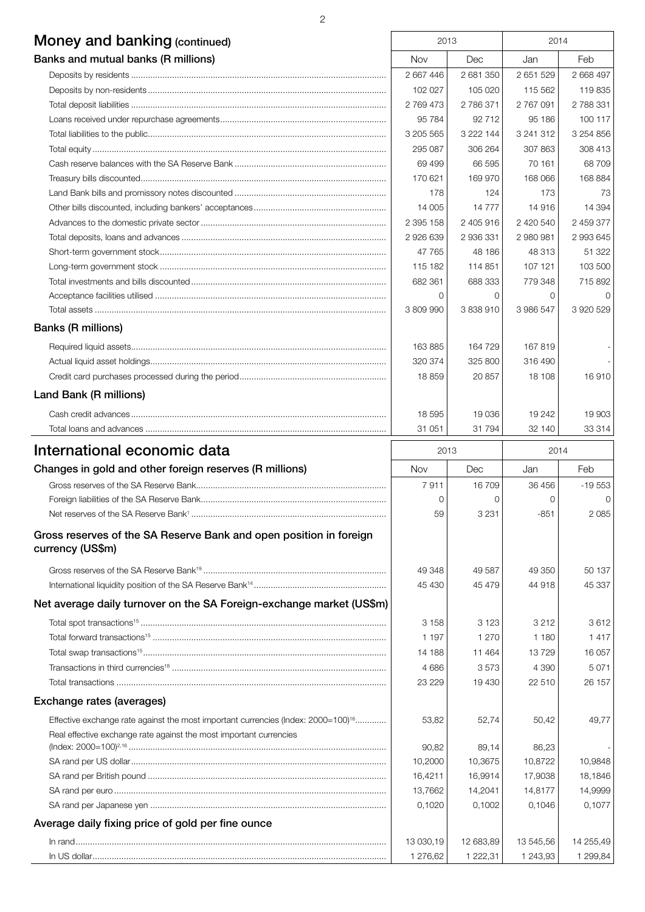## Money and banking (continued)

| Banks and mutual banks (R millions) | 2013 | | 2014 | |
|---|---|---|---|---|
| | Nov | Dec | Jan | Feb |
| Deposits by residents | 2 667 446 | 2 681 350 | 2 651 529 | 2 668 497 |
| Deposits by non-residents | 102 027 | 105 020 | 115 562 | 119 835 |
| Total deposit liabilities | 2 769 473 | 2 786 371 | 2 767 091 | 2 788 331 |
| Loans received under repurchase agreements | 95 784 | 92 712 | 95 186 | 100 117 |
| Total liabilities to the public | 3 205 565 | 3 222 144 | 3 241 312 | 3 254 856 |
| Total equity | 295 087 | 306 264 | 307 863 | 308 413 |
| Cash reserve balances with the SA Reserve Bank | 69 499 | 66 595 | 70 161 | 68 709 |
| Treasury bills discounted | 170 621 | 169 970 | 168 066 | 168 884 |
| Land Bank bills and promissory notes discounted | 178 | 124 | 173 | 73 |
| Other bills discounted, including bankers' acceptances | 14 005 | 14 777 | 14 916 | 14 394 |
| Advances to the domestic private sector | 2 395 158 | 2 405 916 | 2 420 540 | 2 459 377 |
| Total deposits, loans and advances | 2 926 639 | 2 936 331 | 2 980 981 | 2 993 645 |
| Short-term government stock | 47 765 | 48 186 | 48 313 | 51 322 |
| Long-term government stock | 115 182 | 114 851 | 107 121 | 103 500 |
| Total investments and bills discounted | 682 361 | 688 333 | 779 348 | 715 892 |
| Acceptance facilities utilised | 0 | 0 | 0 | 0 |
| Total assets | 3 809 990 | 3 838 910 | 3 986 547 | 3 920 529 |
| **Banks (R millions)** | | | | |
| Required liquid assets | 163 885 | 164 729 | 167 819 | - |
| Actual liquid asset holdings | 320 374 | 325 800 | 316 490 | - |
| Credit card purchases processed during the period | 18 859 | 20 857 | 18 108 | 16 910 |
| **Land Bank (R millions)** | | | | |
| Cash credit advances | 18 595 | 19 036 | 19 242 | 19 903 |
| Total loans and advances | 31 051 | 31 794 | 32 140 | 33 314 |

## International economic data

| Changes in gold and other foreign reserves (R millions) | 2013 | | 2014 | |
|---|---|---|---|---|
| | Nov | Dec | Jan | Feb |
| Gross reserves of the SA Reserve Bank | 7 911 | 16 709 | 36 456 | -19 553 |
| Foreign liabilities of the SA Reserve Bank | 0 | 0 | 0 | 0 |
| Net reserves of the SA Reserve Bank[1] | 59 | 3 231 | -851 | 2 085 |
| **Gross reserves of the SA Reserve Bank and open position in foreign currency (US$m)** | | | | |
| Gross reserves of the SA Reserve Bank[19] | 49 348 | 49 587 | 49 350 | 50 137 |
| International liquidity position of the SA Reserve Bank[14] | 45 430 | 45 479 | 44 918 | 45 337 |
| **Net average daily turnover on the SA Foreign-exchange market (US$m)** | | | | |
| Total spot transactions[15] | 3 158 | 3 123 | 3 212 | 3 612 |
| Total forward transactions[15] | 1 197 | 1 270 | 1 180 | 1 417 |
| Total swap transactions[15] | 14 188 | 11 464 | 13 729 | 16 057 |
| Transactions in third currencies[18] | 4 686 | 3 573 | 4 390 | 5 071 |
| Total transactions | 23 229 | 19 430 | 22 510 | 26 157 |
| **Exchange rates (averages)** | | | | |
| Effective exchange rate against the most important currencies (Index: 2000=100)[16] | 53,82 | 52,74 | 50,42 | 49,77 |
| Real effective exchange rate against the most important currencies (Index: 2000=100)[2,16] | 90,82 | 89,14 | 86,23 | - |
| SA rand per US dollar | 10,2000 | 10,3675 | 10,8722 | 10,9848 |
| SA rand per British pound | 16,4211 | 16,9914 | 17,9038 | 18,1846 |
| SA rand per euro | 13,7662 | 14,2041 | 14,8177 | 14,9999 |
| SA rand per Japanese yen | 0,1020 | 0,1002 | 0,1046 | 0,1077 |
| **Average daily fixing price of gold per fine ounce** | | | | |
| In rand | 13 030,19 | 12 683,89 | 13 545,56 | 14 255,49 |
| In US dollar | 1 276,62 | 1 222,31 | 1 243,93 | 1 299,84 |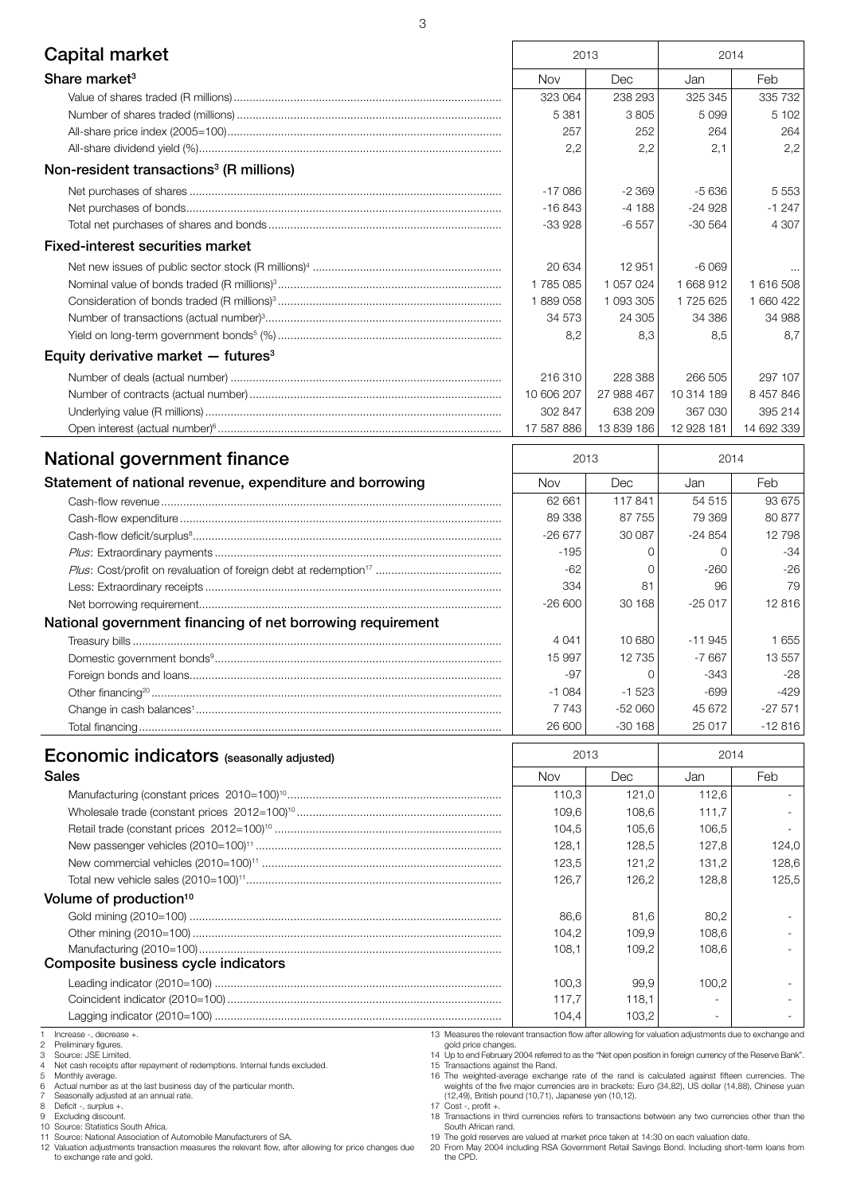## Capital market

| | 2013 | | 2014 | |
|---|---|---|---|---|
| **Share market**[3] | Nov | Dec | Jan | Feb |
| Value of shares traded (R millions) | 323 064 | 238 293 | 325 345 | 335 732 |
| Number of shares traded (millions) | 5 381 | 3 805 | 5 099 | 5 102 |
| All-share price index (2005=100) | 257 | 252 | 264 | 264 |
| All-share dividend yield (%) | 2,2 | 2,2 | 2,1 | 2,2 |
| **Non-resident transactions**[3] **(R millions)** | | | | |
| Net purchases of shares | -17 086 | -2 369 | -5 636 | 5 553 |
| Net purchases of bonds | -16 843 | -4 188 | -24 928 | -1 247 |
| Total net purchases of shares and bonds | -33 928 | -6 557 | -30 564 | 4 307 |
| **Fixed-interest securities market** | | | | |
| Net new issues of public sector stock (R millions)[4] | 20 634 | 12 951 | -6 069 | ... |
| Nominal value of bonds traded (R millions)[3] | 1 785 085 | 1 057 024 | 1 668 912 | 1 616 508 |
| Consideration of bonds traded (R millions)[3] | 1 889 058 | 1 093 305 | 1 725 625 | 1 660 422 |
| Number of transactions (actual number)[3] | 34 573 | 24 305 | 34 386 | 34 988 |
| Yield on long-term government bonds[5] (%) | 8,2 | 8,3 | 8,5 | 8,7 |
| **Equity derivative market — futures**[3] | | | | |
| Number of deals (actual number) | 216 310 | 228 388 | 266 505 | 297 107 |
| Number of contracts (actual number) | 10 606 207 | 27 988 467 | 10 314 189 | 8 457 846 |
| Underlying value (R millions) | 302 847 | 638 209 | 367 030 | 395 214 |
| Open interest (actual number)[6] | 17 587 886 | 13 839 186 | 12 928 181 | 14 692 339 |

## National government finance

| | 2013 | | 2014 | |
|---|---|---|---|---|
| **Statement of national revenue, expenditure and borrowing** | Nov | Dec | Jan | Feb |
| Cash-flow revenue | 62 661 | 117 841 | 54 515 | 93 675 |
| Cash-flow expenditure | 89 338 | 87 755 | 79 369 | 80 877 |
| Cash-flow deficit/surplus[8] | -26 677 | 30 087 | -24 854 | 12 798 |
| *Plus*: Extraordinary payments | -195 | 0 | 0 | -34 |
| *Plus*: Cost/profit on revaluation of foreign debt at redemption[17] | -62 | 0 | -260 | -26 |
| Less: Extraordinary receipts | 334 | 81 | 96 | 79 |
| Net borrowing requirement | -26 600 | 30 168 | -25 017 | 12 816 |
| **National government financing of net borrowing requirement** | | | | |
| Treasury bills | 4 041 | 10 680 | -11 945 | 1 655 |
| Domestic government bonds[9] | 15 997 | 12 735 | -7 667 | 13 557 |
| Foreign bonds and loans | -97 | 0 | -343 | -28 |
| Other financing[20] | -1 084 | -1 523 | -699 | -429 |
| Change in cash balances[1] | 7 743 | -52 060 | 45 672 | -27 571 |
| Total financing | 26 600 | -30 168 | 25 017 | -12 816 |

## Economic indicators (seasonally adjusted)

| | 2013 | | 2014 | |
|---|---|---|---|---|
| **Sales** | Nov | Dec | Jan | Feb |
| Manufacturing (constant prices 2010=100)[10] | 110,3 | 121,0 | 112,6 | - |
| Wholesale trade (constant prices 2012=100)[10] | 109,6 | 108,6 | 111,7 | - |
| Retail trade (constant prices 2012=100)[10] | 104,5 | 105,6 | 106,5 | - |
| New passenger vehicles (2010=100)[11] | 128,1 | 128,5 | 127,8 | 124,0 |
| New commercial vehicles (2010=100)[11] | 123,5 | 121,2 | 131,2 | 128,6 |
| Total new vehicle sales (2010=100)[11] | 126,7 | 126,2 | 128,8 | 125,5 |
| **Volume of production**[10] | | | | |
| Gold mining (2010=100) | 86,6 | 81,6 | 80,2 | - |
| Other mining (2010=100) | 104,2 | 109,9 | 108,6 | - |
| Manufacturing (2010=100) | 108,1 | 109,2 | 108,6 | - |
| **Composite business cycle indicators** | | | | |
| Leading indicator (2010=100) | 100,3 | 99,9 | 100,2 | - |
| Coincident indicator (2010=100) | 117,7 | 118,1 | - | - |
| Lagging indicator (2010=100) | 104,4 | 103,2 | - | - |

1 Increase -, decrease +.
2 Preliminary figures.
3 Source: JSE Limited.
4 Net cash receipts after repayment of redemptions. Internal funds excluded.
5 Monthly average.
6 Actual number as at the last business day of the particular month.
7 Seasonally adjusted at an annual rate.
8 Deficit -, surplus +.
9 Excluding discount.
10 Source: Statistics South Africa.
11 Source: National Association of Automobile Manufacturers of SA.
12 Valuation adjustments transaction measures the relevant flow, after allowing for price changes due to exchange rate and gold.
13 Measures the relevant transaction flow after allowing for valuation adjustments due to exchange and gold price changes.
14 Up to end February 2004 referred to as the "Net open position in foreign currency of the Reserve Bank".
15 Transactions against the Rand.
16 The weighted-average exchange rate of the rand is calculated against fifteen currencies. The weights of the five major currencies are in brackets: Euro (34,82), US dollar (14,88), Chinese yuan (12,49), British pound (10,71), Japanese yen (10,12).
17 Cost -, profit +.
18 Transactions in third currencies refers to transactions between any two currencies other than the South African rand.
19 The gold reserves are valued at market price taken at 14:30 on each valuation date.
20 From May 2004 including RSA Government Retail Savings Bond. Including short-term loans from the CPD.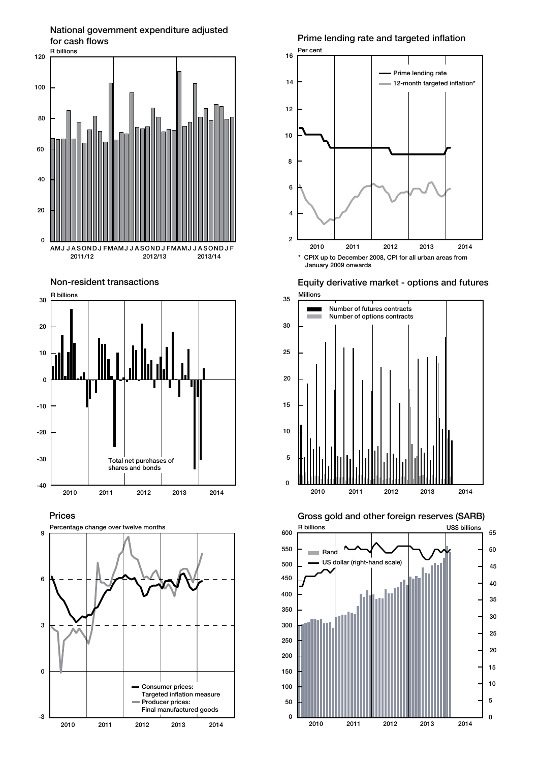## National government expenditure adjusted for cash flows

R billions

120
100
80
60
40
20
0

AMJ J A S O N D J F M A M J J A S O N D J F M A M J J A S O N D J F

2011/12 2012/13 2013/14

## Prime lending rate and targeted inflation

Per cent

16
14
12
10
8
6
4
2

Prime lending rate

12-month targeted inflation*

2010 2011 2012 2013 2014

\* CPIX up to December 2008, CPI for all urban areas from January 2009 onwards

## Non-resident transactions

R billions

30
20
10
0
-10
-20
-30
-40

Total net purchases of shares and bonds

2010 2011 2012 2013 2014

## Equity derivative market - options and futures

Millions

35
30
25
20
15
10
5
0

Number of futures contracts

Number of options contracts

2010 2011 2012 2013 2014

## Prices

Percentage change over twelve months

9
6
3
0
-3

Consumer prices: Targeted inflation measure

Producer prices: Final manufactured goods

2010 2011 2012 2013 2014

## Gross gold and other foreign reserves (SARB)

R billions

US$ billions

600
550
500
450
400
350
300
250
200
150
100
50
0

55
50
45
40
35
30
25
20
15
10
5
0

Rand

US dollar (right-hand scale)

2010 2011 2012 2013 2014